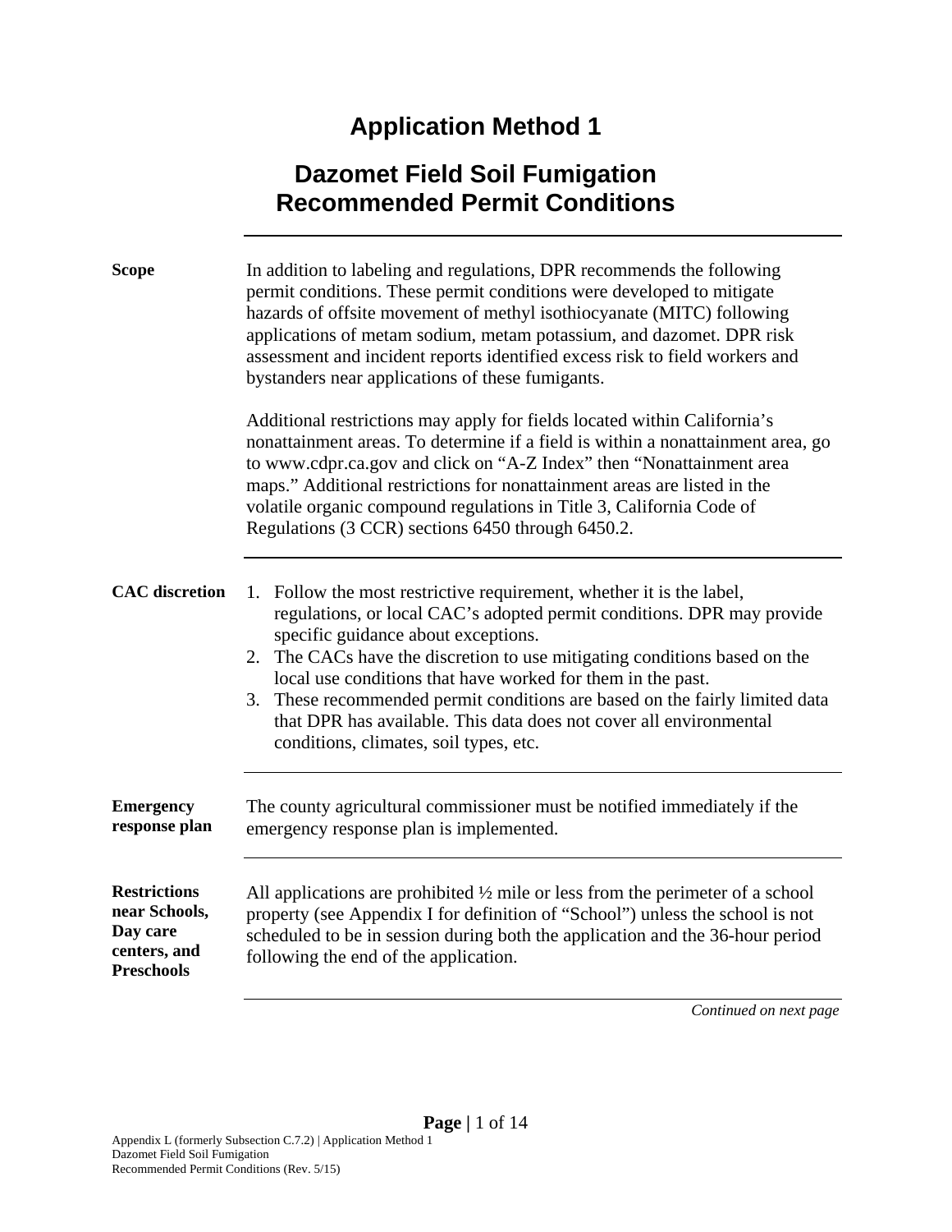# Application Method 1

## Dazomet Field Soil Fumigation Recommended Permit Conditions

**Scope**

In addition to labeling and regulations, DPR recommends the following permit conditions. These permit conditions were developed to mitigate hazards of offsite movement of methyl isothiocyanate (MITC) following applications of metam sodium, metam potassium, and dazomet. DPR risk assessment and incident reports identified excess risk to field workers and bystanders near applications of these fumigants.

Additional restrictions may apply for fields located within California's nonattainment areas. To determine if a field is within a nonattainment area, go to www.cdpr.ca.gov and click on "A-Z Index" then "Nonattainment area maps." Additional restrictions for nonattainment areas are listed in the volatile organic compound regulations in Title 3, California Code of Regulations (3 CCR) sections 6450 through 6450.2.

**CAC discretion**

1. Follow the most restrictive requirement, whether it is the label, regulations, or local CAC's adopted permit conditions. DPR may provide specific guidance about exceptions.
2. The CACs have the discretion to use mitigating conditions based on the local use conditions that have worked for them in the past.
3. These recommended permit conditions are based on the fairly limited data that DPR has available. This data does not cover all environmental conditions, climates, soil types, etc.

**Emergency response plan**

The county agricultural commissioner must be notified immediately if the emergency response plan is implemented.

**Restrictions near Schools, Day care centers, and Preschools**

All applications are prohibited ½ mile or less from the perimeter of a school property (see Appendix I for definition of "School") unless the school is not scheduled to be in session during both the application and the 36-hour period following the end of the application.

*Continued on next page*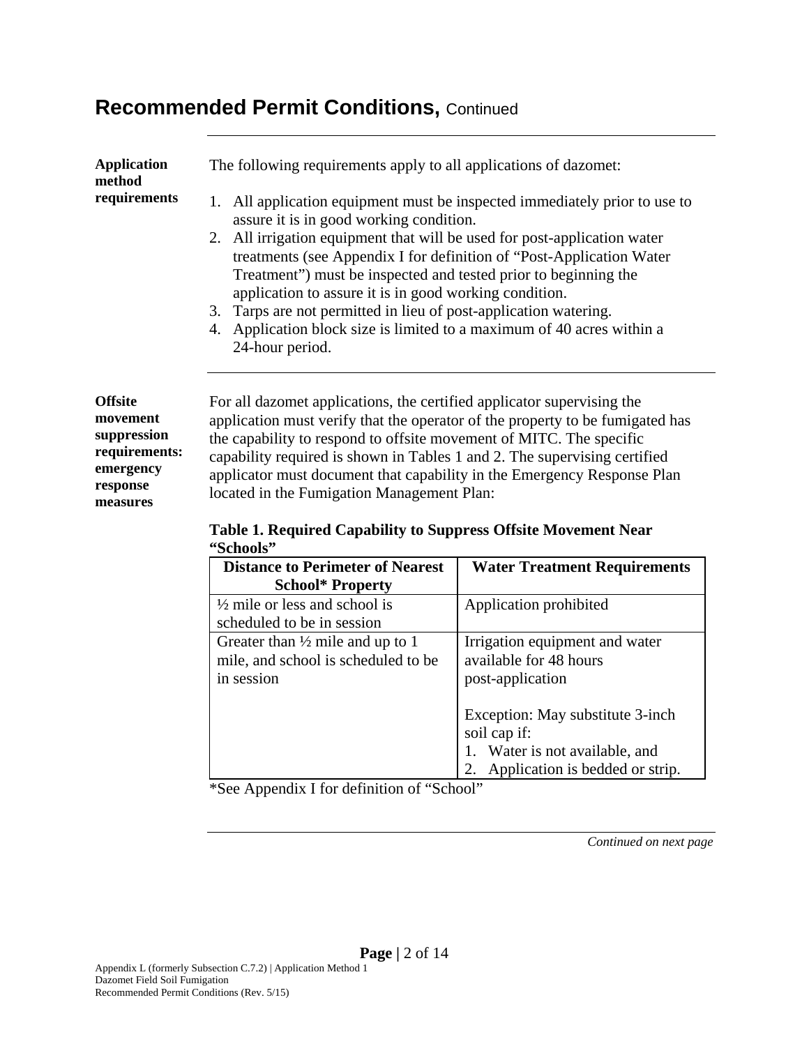# Recommended Permit Conditions, Continued

**Application method requirements**

The following requirements apply to all applications of dazomet:

1. All application equipment must be inspected immediately prior to use to assure it is in good working condition.
2. All irrigation equipment that will be used for post-application water treatments (see Appendix I for definition of "Post-Application Water Treatment") must be inspected and tested prior to beginning the application to assure it is in good working condition.
3. Tarps are not permitted in lieu of post-application watering.
4. Application block size is limited to a maximum of 40 acres within a 24-hour period.

**Offsite movement suppression requirements: emergency response measures**

For all dazomet applications, the certified applicator supervising the application must verify that the operator of the property to be fumigated has the capability to respond to offsite movement of MITC. The specific capability required is shown in Tables 1 and 2. The supervising certified applicator must document that capability in the Emergency Response Plan located in the Fumigation Management Plan:

**Table 1. Required Capability to Suppress Offsite Movement Near "Schools"**

| Distance to Perimeter of Nearest School* Property | Water Treatment Requirements |
|---|---|
| ½ mile or less and school is scheduled to be in session | Application prohibited |
| Greater than ½ mile and up to 1 mile, and school is scheduled to be in session | Irrigation equipment and water available for 48 hours post-application<br><br>Exception: May substitute 3-inch soil cap if:<br>1. Water is not available, and<br>2. Application is bedded or strip. |

*See Appendix I for definition of "School"

*Continued on next page*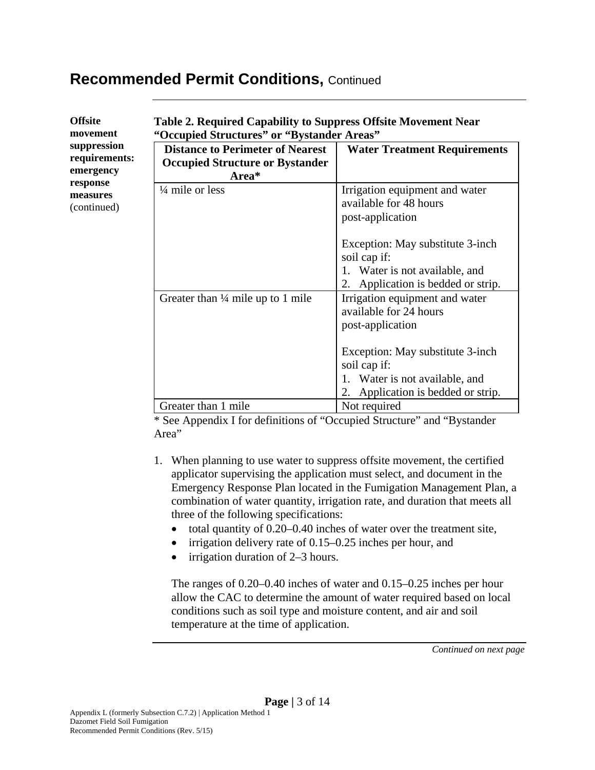# Recommended Permit Conditions, Continued

**Offsite movement suppression requirements: emergency response measures** (continued)

**Table 2. Required Capability to Suppress Offsite Movement Near "Occupied Structures" or "Bystander Areas"**

| Distance to Perimeter of Nearest Occupied Structure or Bystander Area* | Water Treatment Requirements |
|---|---|
| ¼ mile or less | Irrigation equipment and water available for 48 hours post-application<br><br>Exception: May substitute 3-inch soil cap if:<br>1. Water is not available, and<br>2. Application is bedded or strip. |
| Greater than ¼ mile up to 1 mile | Irrigation equipment and water available for 24 hours post-application<br><br>Exception: May substitute 3-inch soil cap if:<br>1. Water is not available, and<br>2. Application is bedded or strip. |
| Greater than 1 mile | Not required |

* See Appendix I for definitions of "Occupied Structure" and "Bystander Area"

1. When planning to use water to suppress offsite movement, the certified applicator supervising the application must select, and document in the Emergency Response Plan located in the Fumigation Management Plan, a combination of water quantity, irrigation rate, and duration that meets all three of the following specifications:
   - total quantity of 0.20–0.40 inches of water over the treatment site,
   - irrigation delivery rate of 0.15–0.25 inches per hour, and
   - irrigation duration of 2–3 hours.

   The ranges of 0.20–0.40 inches of water and 0.15–0.25 inches per hour allow the CAC to determine the amount of water required based on local conditions such as soil type and moisture content, and air and soil temperature at the time of application.

*Continued on next page*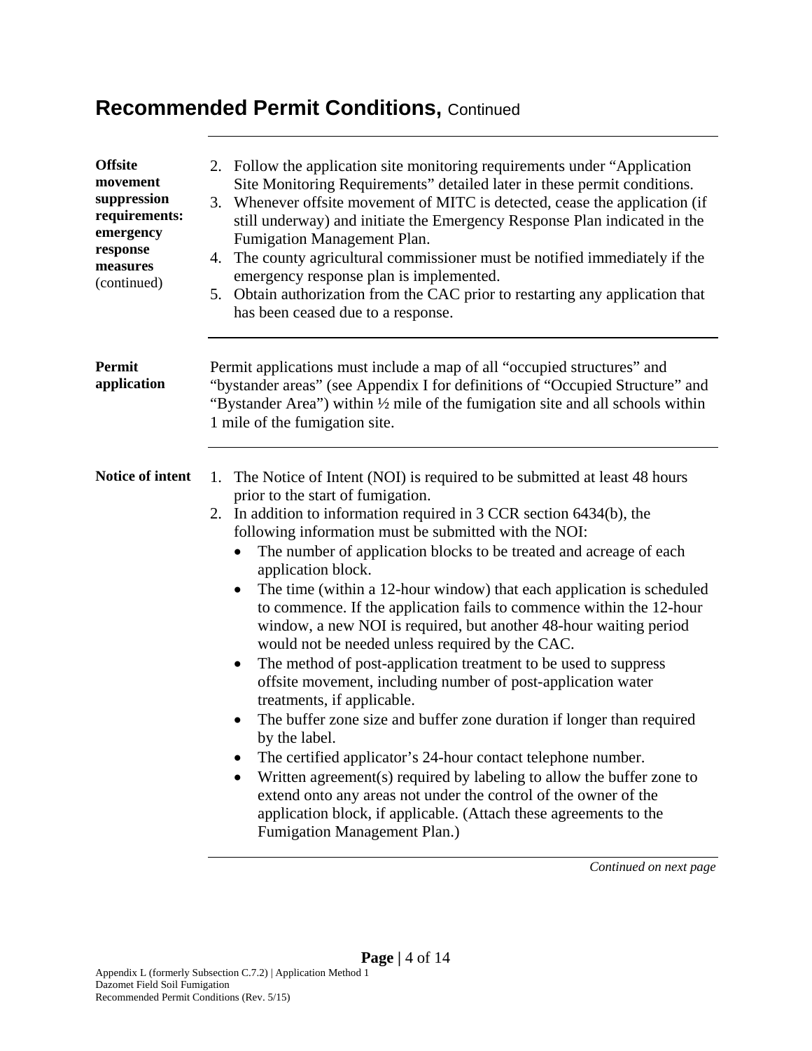## Recommended Permit Conditions, Continued

**Offsite movement suppression requirements: emergency response measures** (continued)

2. Follow the application site monitoring requirements under “Application Site Monitoring Requirements” detailed later in these permit conditions.
3. Whenever offsite movement of MITC is detected, cease the application (if still underway) and initiate the Emergency Response Plan indicated in the Fumigation Management Plan.
4. The county agricultural commissioner must be notified immediately if the emergency response plan is implemented.
5. Obtain authorization from the CAC prior to restarting any application that has been ceased due to a response.

**Permit application**

Permit applications must include a map of all “occupied structures” and “bystander areas” (see Appendix I for definitions of “Occupied Structure” and “Bystander Area”) within ½ mile of the fumigation site and all schools within 1 mile of the fumigation site.

**Notice of intent**

1. The Notice of Intent (NOI) is required to be submitted at least 48 hours prior to the start of fumigation.
2. In addition to information required in 3 CCR section 6434(b), the following information must be submitted with the NOI:
   - The number of application blocks to be treated and acreage of each application block.
   - The time (within a 12-hour window) that each application is scheduled to commence. If the application fails to commence within the 12-hour window, a new NOI is required, but another 48-hour waiting period would not be needed unless required by the CAC.
   - The method of post-application treatment to be used to suppress offsite movement, including number of post-application water treatments, if applicable.
   - The buffer zone size and buffer zone duration if longer than required by the label.
   - The certified applicator’s 24-hour contact telephone number.
   - Written agreement(s) required by labeling to allow the buffer zone to extend onto any areas not under the control of the owner of the application block, if applicable. (Attach these agreements to the Fumigation Management Plan.)

*Continued on next page*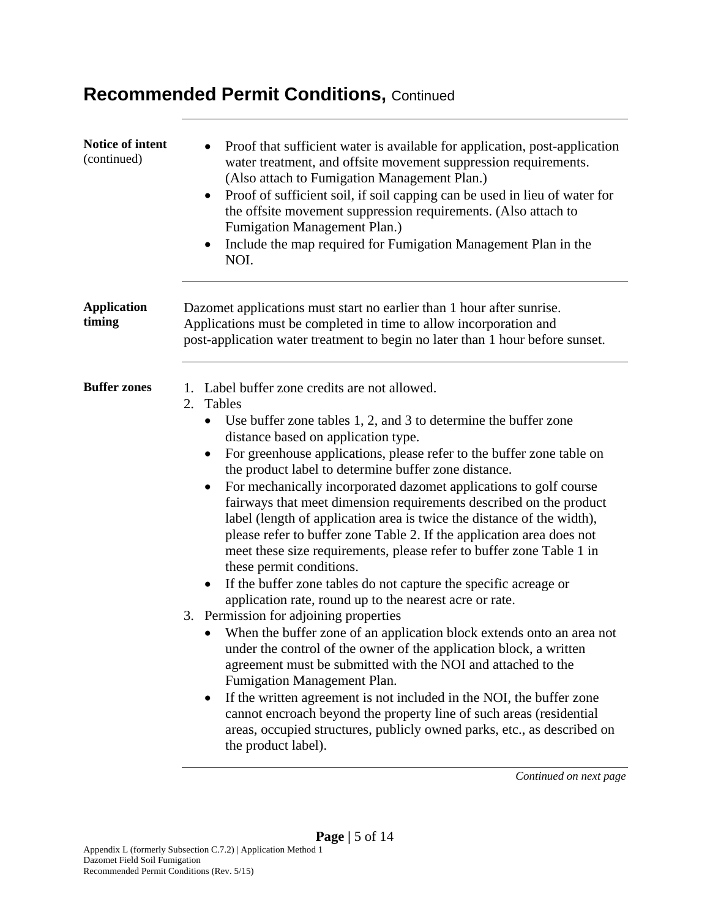# Recommended Permit Conditions, Continued

**Notice of intent** (continued)

- Proof that sufficient water is available for application, post-application water treatment, and offsite movement suppression requirements. (Also attach to Fumigation Management Plan.)
- Proof of sufficient soil, if soil capping can be used in lieu of water for the offsite movement suppression requirements. (Also attach to Fumigation Management Plan.)
- Include the map required for Fumigation Management Plan in the NOI.

**Application timing**

Dazomet applications must start no earlier than 1 hour after sunrise. Applications must be completed in time to allow incorporation and post-application water treatment to begin no later than 1 hour before sunset.

**Buffer zones**

1. Label buffer zone credits are not allowed.
2. Tables
   - Use buffer zone tables 1, 2, and 3 to determine the buffer zone distance based on application type.
   - For greenhouse applications, please refer to the buffer zone table on the product label to determine buffer zone distance.
   - For mechanically incorporated dazomet applications to golf course fairways that meet dimension requirements described on the product label (length of application area is twice the distance of the width), please refer to buffer zone Table 2. If the application area does not meet these size requirements, please refer to buffer zone Table 1 in these permit conditions.
   - If the buffer zone tables do not capture the specific acreage or application rate, round up to the nearest acre or rate.
3. Permission for adjoining properties
   - When the buffer zone of an application block extends onto an area not under the control of the owner of the application block, a written agreement must be submitted with the NOI and attached to the Fumigation Management Plan.
   - If the written agreement is not included in the NOI, the buffer zone cannot encroach beyond the property line of such areas (residential areas, occupied structures, publicly owned parks, etc., as described on the product label).

*Continued on next page*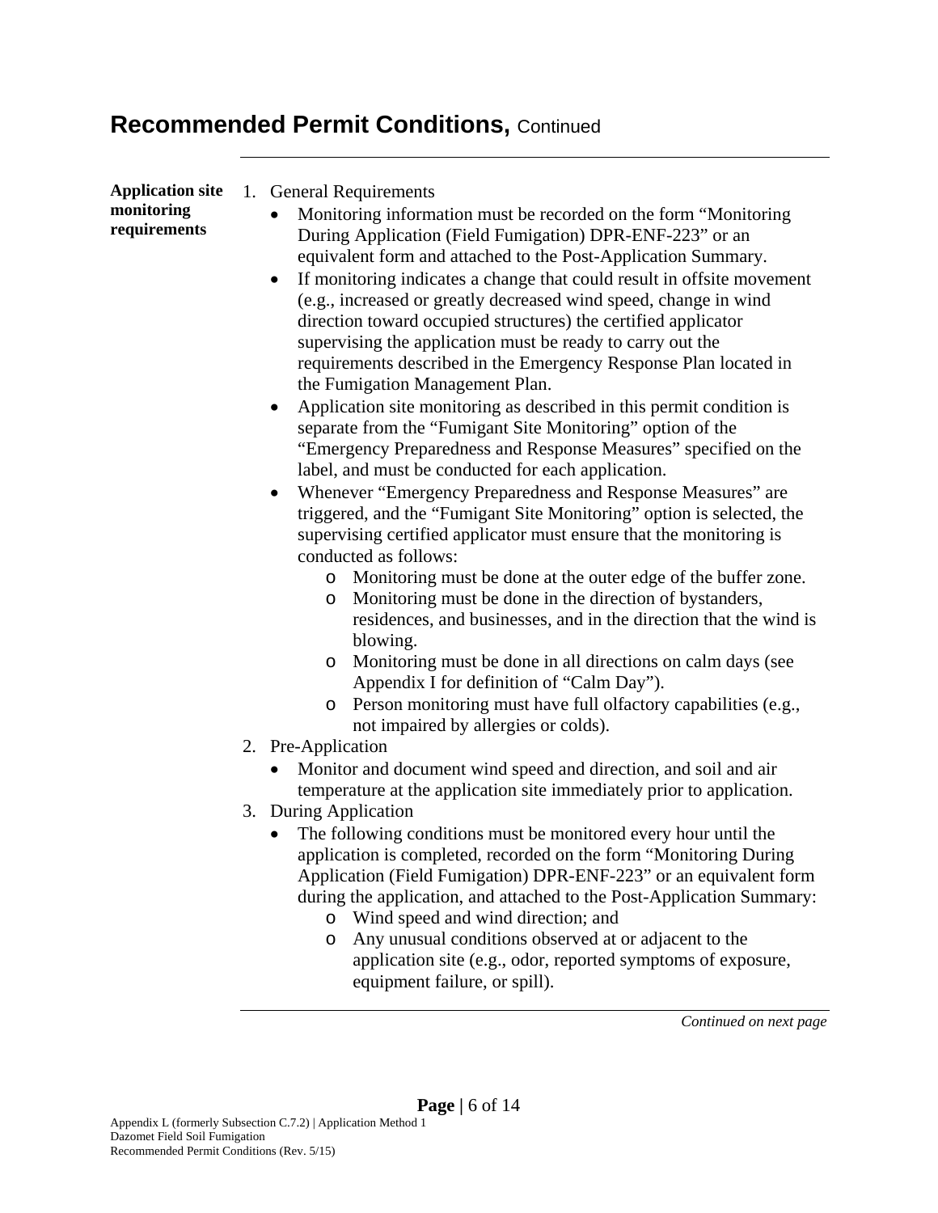## Recommended Permit Conditions, Continued

**Application site monitoring requirements**

1. General Requirements
   - Monitoring information must be recorded on the form "Monitoring During Application (Field Fumigation) DPR-ENF-223" or an equivalent form and attached to the Post-Application Summary.
   - If monitoring indicates a change that could result in offsite movement (e.g., increased or greatly decreased wind speed, change in wind direction toward occupied structures) the certified applicator supervising the application must be ready to carry out the requirements described in the Emergency Response Plan located in the Fumigation Management Plan.
   - Application site monitoring as described in this permit condition is separate from the "Fumigant Site Monitoring" option of the "Emergency Preparedness and Response Measures" specified on the label, and must be conducted for each application.
   - Whenever "Emergency Preparedness and Response Measures" are triggered, and the "Fumigant Site Monitoring" option is selected, the supervising certified applicator must ensure that the monitoring is conducted as follows:
     - Monitoring must be done at the outer edge of the buffer zone.
     - Monitoring must be done in the direction of bystanders, residences, and businesses, and in the direction that the wind is blowing.
     - Monitoring must be done in all directions on calm days (see Appendix I for definition of "Calm Day").
     - Person monitoring must have full olfactory capabilities (e.g., not impaired by allergies or colds).
2. Pre-Application
   - Monitor and document wind speed and direction, and soil and air temperature at the application site immediately prior to application.
3. During Application
   - The following conditions must be monitored every hour until the application is completed, recorded on the form "Monitoring During Application (Field Fumigation) DPR-ENF-223" or an equivalent form during the application, and attached to the Post-Application Summary:
     - Wind speed and wind direction; and
     - Any unusual conditions observed at or adjacent to the application site (e.g., odor, reported symptoms of exposure, equipment failure, or spill).

*Continued on next page*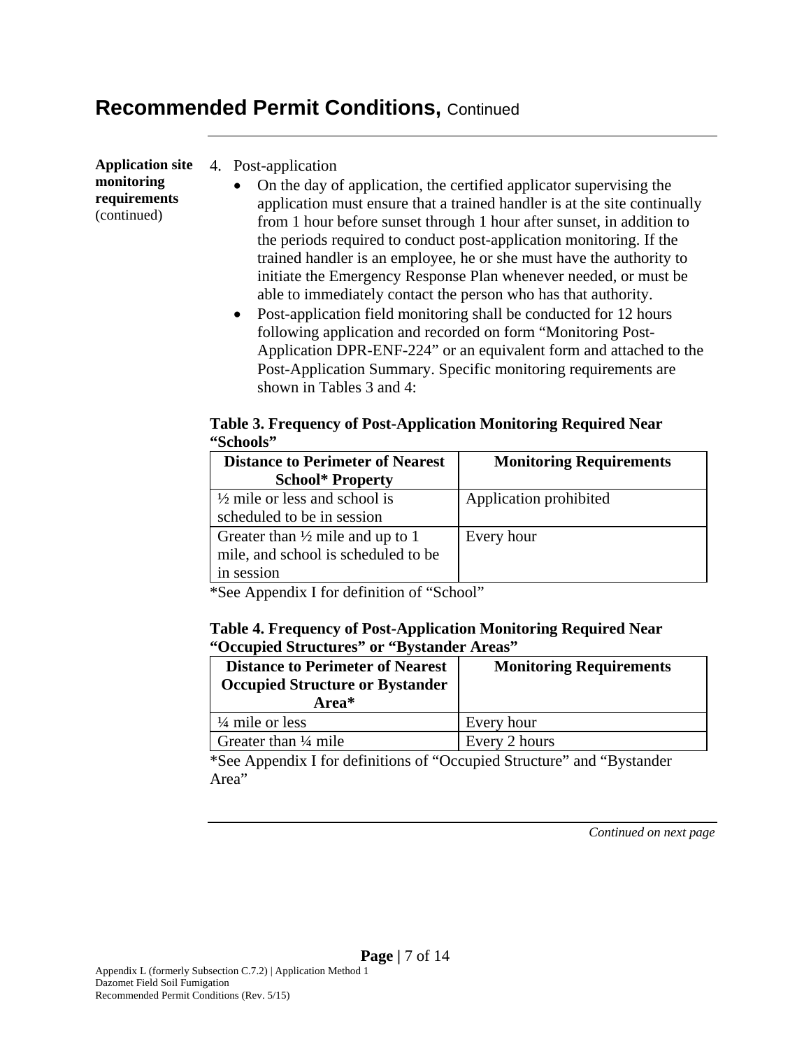# Recommended Permit Conditions, Continued

**Application site monitoring requirements** (continued)

4. Post-application
   - On the day of application, the certified applicator supervising the application must ensure that a trained handler is at the site continually from 1 hour before sunset through 1 hour after sunset, in addition to the periods required to conduct post-application monitoring. If the trained handler is an employee, he or she must have the authority to initiate the Emergency Response Plan whenever needed, or must be able to immediately contact the person who has that authority.
   - Post-application field monitoring shall be conducted for 12 hours following application and recorded on form "Monitoring Post-Application DPR-ENF-224" or an equivalent form and attached to the Post-Application Summary. Specific monitoring requirements are shown in Tables 3 and 4:

**Table 3. Frequency of Post-Application Monitoring Required Near "Schools"**

| Distance to Perimeter of Nearest School* Property | Monitoring Requirements |
|---|---|
| ½ mile or less and school is scheduled to be in session | Application prohibited |
| Greater than ½ mile and up to 1 mile, and school is scheduled to be in session | Every hour |

*See Appendix I for definition of "School"

**Table 4. Frequency of Post-Application Monitoring Required Near "Occupied Structures" or "Bystander Areas"**

| Distance to Perimeter of Nearest Occupied Structure or Bystander Area* | Monitoring Requirements |
|---|---|
| ¼ mile or less | Every hour |
| Greater than ¼ mile | Every 2 hours |

*See Appendix I for definitions of "Occupied Structure" and "Bystander Area"

*Continued on next page*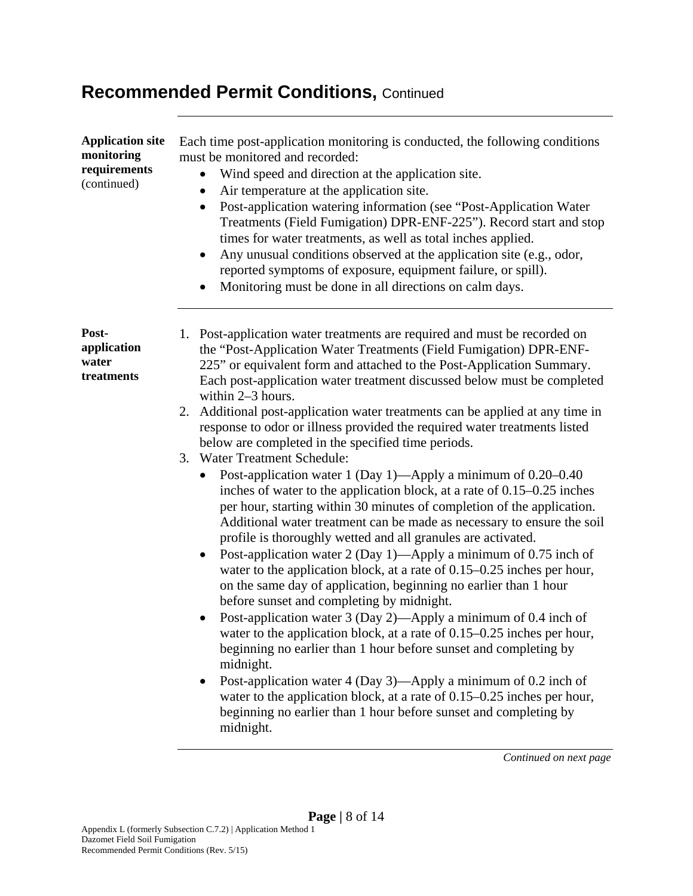## Recommended Permit Conditions, Continued

**Application site monitoring requirements** (continued)

Each time post-application monitoring is conducted, the following conditions must be monitored and recorded:

- Wind speed and direction at the application site.
- Air temperature at the application site.
- Post-application watering information (see "Post-Application Water Treatments (Field Fumigation) DPR-ENF-225"). Record start and stop times for water treatments, as well as total inches applied.
- Any unusual conditions observed at the application site (e.g., odor, reported symptoms of exposure, equipment failure, or spill).
- Monitoring must be done in all directions on calm days.

**Post-application water treatments**

1. Post-application water treatments are required and must be recorded on the "Post-Application Water Treatments (Field Fumigation) DPR-ENF-225" or equivalent form and attached to the Post-Application Summary. Each post-application water treatment discussed below must be completed within 2–3 hours.
2. Additional post-application water treatments can be applied at any time in response to odor or illness provided the required water treatments listed below are completed in the specified time periods.
3. Water Treatment Schedule:
   - Post-application water 1 (Day 1)—Apply a minimum of 0.20–0.40 inches of water to the application block, at a rate of 0.15–0.25 inches per hour, starting within 30 minutes of completion of the application. Additional water treatment can be made as necessary to ensure the soil profile is thoroughly wetted and all granules are activated.
   - Post-application water 2 (Day 1)—Apply a minimum of 0.75 inch of water to the application block, at a rate of 0.15–0.25 inches per hour, on the same day of application, beginning no earlier than 1 hour before sunset and completing by midnight.
   - Post-application water 3 (Day 2)—Apply a minimum of 0.4 inch of water to the application block, at a rate of 0.15–0.25 inches per hour, beginning no earlier than 1 hour before sunset and completing by midnight.
   - Post-application water 4 (Day 3)—Apply a minimum of 0.2 inch of water to the application block, at a rate of 0.15–0.25 inches per hour, beginning no earlier than 1 hour before sunset and completing by midnight.

*Continued on next page*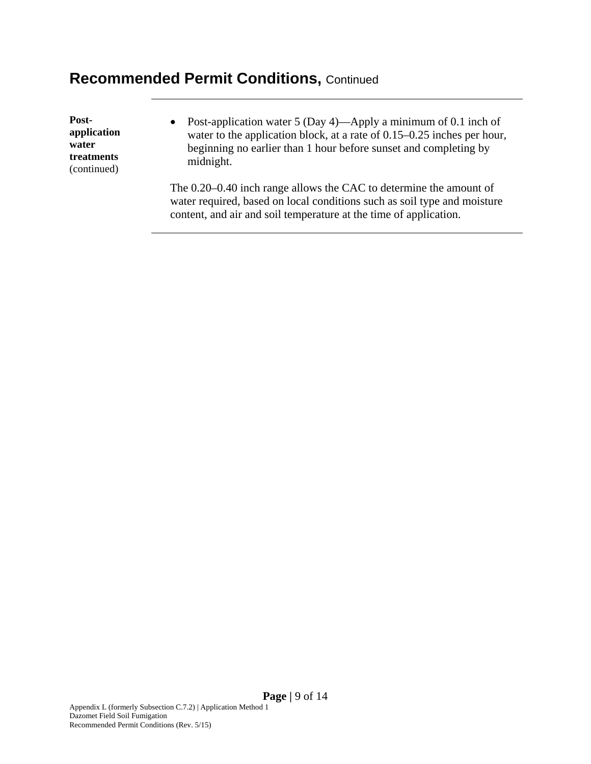## Recommended Permit Conditions, Continued

**Post-application water treatments** (continued)

- Post-application water 5 (Day 4)—Apply a minimum of 0.1 inch of water to the application block, at a rate of 0.15–0.25 inches per hour, beginning no earlier than 1 hour before sunset and completing by midnight.

The 0.20–0.40 inch range allows the CAC to determine the amount of water required, based on local conditions such as soil type and moisture content, and air and soil temperature at the time of application.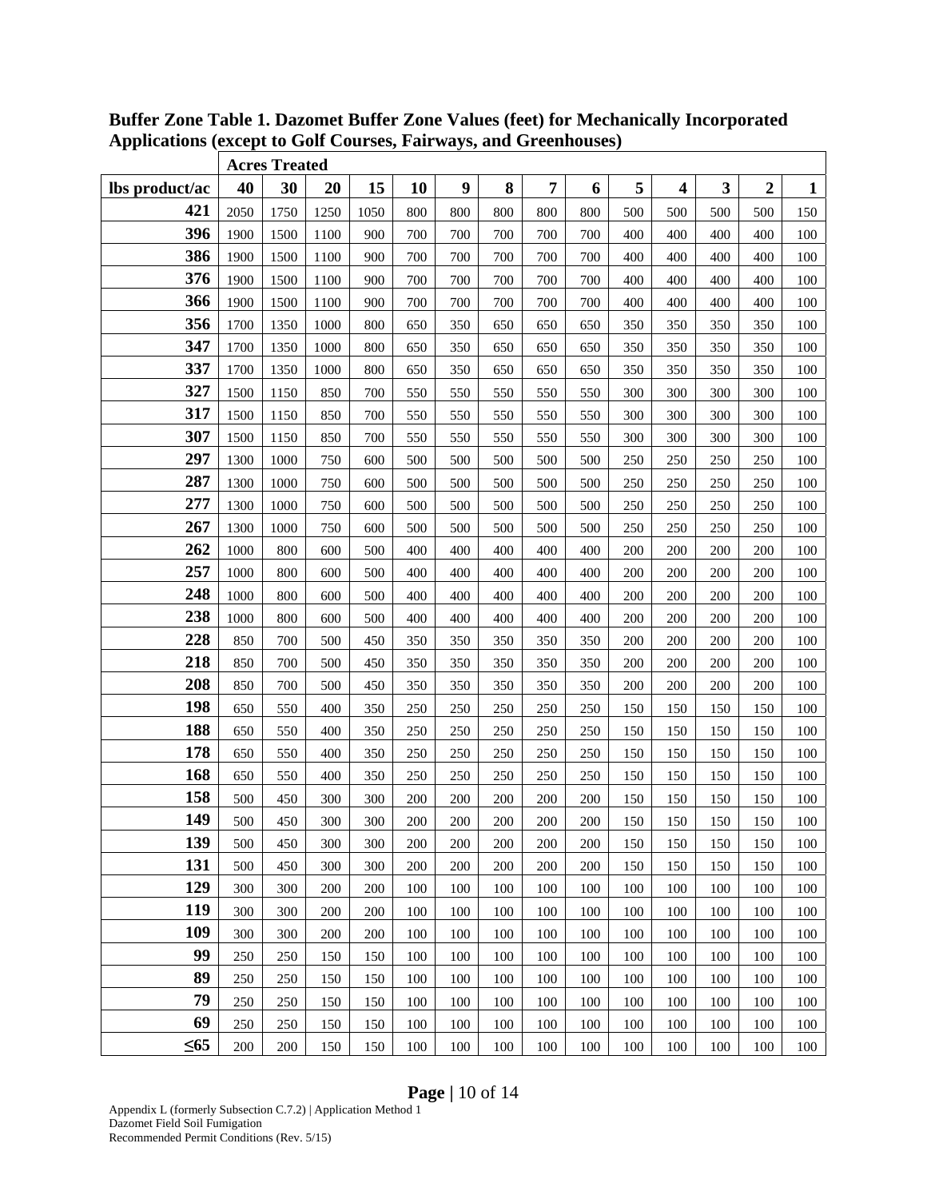**Buffer Zone Table 1. Dazomet Buffer Zone Values (feet) for Mechanically Incorporated Applications (except to Golf Courses, Fairways, and Greenhouses)**

| | Acres Treated | | | | | | | | | | | | | |
|---|---|---|---|---|---|---|---|---|---|---|---|---|---|---|
| **lbs product/ac** | **40** | **30** | **20** | **15** | **10** | **9** | **8** | **7** | **6** | **5** | **4** | **3** | **2** | **1** |
| **421** | 2050 | 1750 | 1250 | 1050 | 800 | 800 | 800 | 800 | 800 | 500 | 500 | 500 | 500 | 150 |
| **396** | 1900 | 1500 | 1100 | 900 | 700 | 700 | 700 | 700 | 700 | 400 | 400 | 400 | 400 | 100 |
| **386** | 1900 | 1500 | 1100 | 900 | 700 | 700 | 700 | 700 | 700 | 400 | 400 | 400 | 400 | 100 |
| **376** | 1900 | 1500 | 1100 | 900 | 700 | 700 | 700 | 700 | 700 | 400 | 400 | 400 | 400 | 100 |
| **366** | 1900 | 1500 | 1100 | 900 | 700 | 700 | 700 | 700 | 700 | 400 | 400 | 400 | 400 | 100 |
| **356** | 1700 | 1350 | 1000 | 800 | 650 | 350 | 650 | 650 | 650 | 350 | 350 | 350 | 350 | 100 |
| **347** | 1700 | 1350 | 1000 | 800 | 650 | 350 | 650 | 650 | 650 | 350 | 350 | 350 | 350 | 100 |
| **337** | 1700 | 1350 | 1000 | 800 | 650 | 350 | 650 | 650 | 650 | 350 | 350 | 350 | 350 | 100 |
| **327** | 1500 | 1150 | 850 | 700 | 550 | 550 | 550 | 550 | 550 | 300 | 300 | 300 | 300 | 100 |
| **317** | 1500 | 1150 | 850 | 700 | 550 | 550 | 550 | 550 | 550 | 300 | 300 | 300 | 300 | 100 |
| **307** | 1500 | 1150 | 850 | 700 | 550 | 550 | 550 | 550 | 550 | 300 | 300 | 300 | 300 | 100 |
| **297** | 1300 | 1000 | 750 | 600 | 500 | 500 | 500 | 500 | 500 | 250 | 250 | 250 | 250 | 100 |
| **287** | 1300 | 1000 | 750 | 600 | 500 | 500 | 500 | 500 | 500 | 250 | 250 | 250 | 250 | 100 |
| **277** | 1300 | 1000 | 750 | 600 | 500 | 500 | 500 | 500 | 500 | 250 | 250 | 250 | 250 | 100 |
| **267** | 1300 | 1000 | 750 | 600 | 500 | 500 | 500 | 500 | 500 | 250 | 250 | 250 | 250 | 100 |
| **262** | 1000 | 800 | 600 | 500 | 400 | 400 | 400 | 400 | 400 | 200 | 200 | 200 | 200 | 100 |
| **257** | 1000 | 800 | 600 | 500 | 400 | 400 | 400 | 400 | 400 | 200 | 200 | 200 | 200 | 100 |
| **248** | 1000 | 800 | 600 | 500 | 400 | 400 | 400 | 400 | 400 | 200 | 200 | 200 | 200 | 100 |
| **238** | 1000 | 800 | 600 | 500 | 400 | 400 | 400 | 400 | 400 | 200 | 200 | 200 | 200 | 100 |
| **228** | 850 | 700 | 500 | 450 | 350 | 350 | 350 | 350 | 350 | 200 | 200 | 200 | 200 | 100 |
| **218** | 850 | 700 | 500 | 450 | 350 | 350 | 350 | 350 | 350 | 200 | 200 | 200 | 200 | 100 |
| **208** | 850 | 700 | 500 | 450 | 350 | 350 | 350 | 350 | 350 | 200 | 200 | 200 | 200 | 100 |
| **198** | 650 | 550 | 400 | 350 | 250 | 250 | 250 | 250 | 250 | 150 | 150 | 150 | 150 | 100 |
| **188** | 650 | 550 | 400 | 350 | 250 | 250 | 250 | 250 | 250 | 150 | 150 | 150 | 150 | 100 |
| **178** | 650 | 550 | 400 | 350 | 250 | 250 | 250 | 250 | 250 | 150 | 150 | 150 | 150 | 100 |
| **168** | 650 | 550 | 400 | 350 | 250 | 250 | 250 | 250 | 250 | 150 | 150 | 150 | 150 | 100 |
| **158** | 500 | 450 | 300 | 300 | 200 | 200 | 200 | 200 | 200 | 150 | 150 | 150 | 150 | 100 |
| **149** | 500 | 450 | 300 | 300 | 200 | 200 | 200 | 200 | 200 | 150 | 150 | 150 | 150 | 100 |
| **139** | 500 | 450 | 300 | 300 | 200 | 200 | 200 | 200 | 200 | 150 | 150 | 150 | 150 | 100 |
| **131** | 500 | 450 | 300 | 300 | 200 | 200 | 200 | 200 | 200 | 150 | 150 | 150 | 150 | 100 |
| **129** | 300 | 300 | 200 | 200 | 100 | 100 | 100 | 100 | 100 | 100 | 100 | 100 | 100 | 100 |
| **119** | 300 | 300 | 200 | 200 | 100 | 100 | 100 | 100 | 100 | 100 | 100 | 100 | 100 | 100 |
| **109** | 300 | 300 | 200 | 200 | 100 | 100 | 100 | 100 | 100 | 100 | 100 | 100 | 100 | 100 |
| **99** | 250 | 250 | 150 | 150 | 100 | 100 | 100 | 100 | 100 | 100 | 100 | 100 | 100 | 100 |
| **89** | 250 | 250 | 150 | 150 | 100 | 100 | 100 | 100 | 100 | 100 | 100 | 100 | 100 | 100 |
| **79** | 250 | 250 | 150 | 150 | 100 | 100 | 100 | 100 | 100 | 100 | 100 | 100 | 100 | 100 |
| **69** | 250 | 250 | 150 | 150 | 100 | 100 | 100 | 100 | 100 | 100 | 100 | 100 | 100 | 100 |
| **≤65** | 200 | 200 | 150 | 150 | 100 | 100 | 100 | 100 | 100 | 100 | 100 | 100 | 100 | 100 |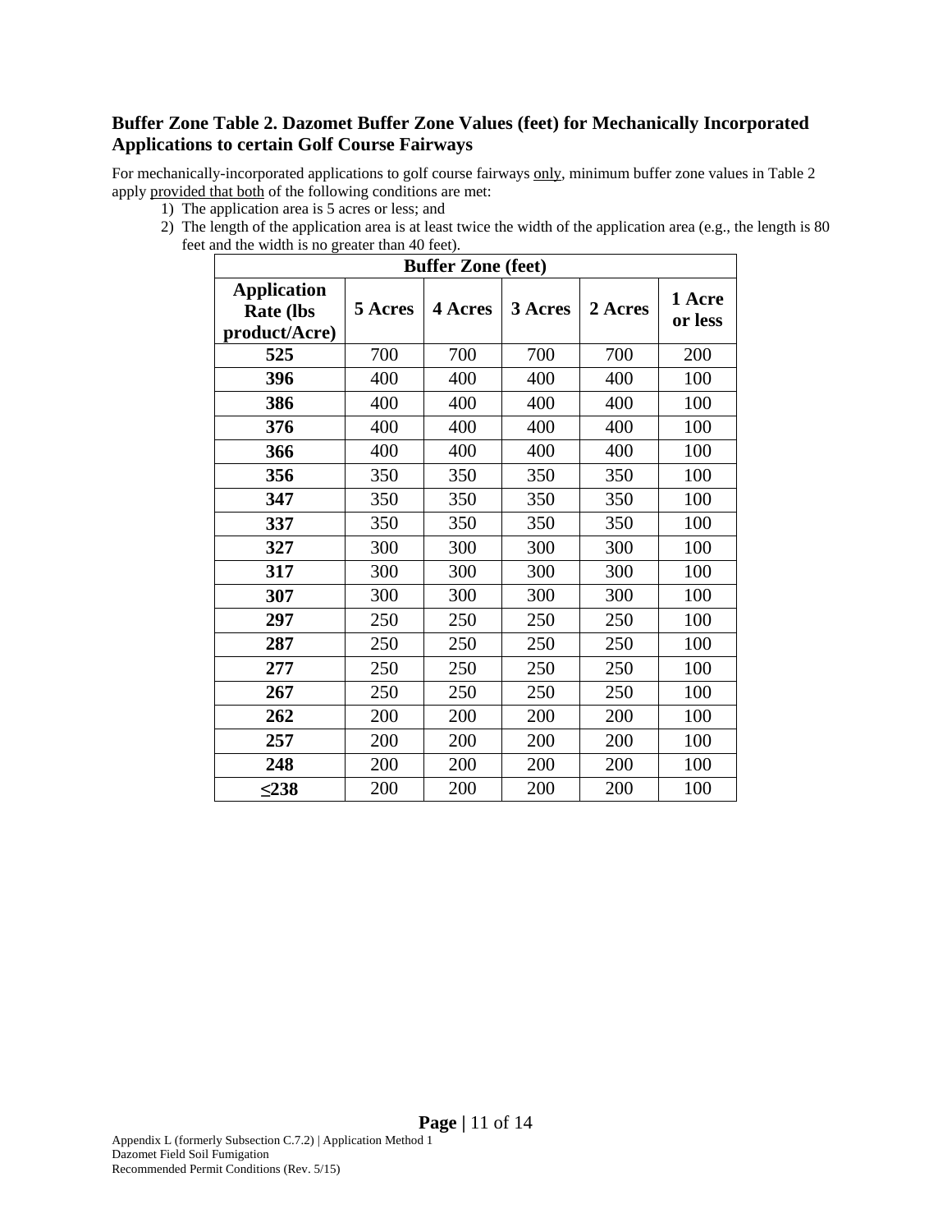### Buffer Zone Table 2. Dazomet Buffer Zone Values (feet) for Mechanically Incorporated Applications to certain Golf Course Fairways

For mechanically-incorporated applications to golf course fairways only, minimum buffer zone values in Table 2 apply provided that both of the following conditions are met:

1) The application area is 5 acres or less; and
2) The length of the application area is at least twice the width of the application area (e.g., the length is 80 feet and the width is no greater than 40 feet).

| Buffer Zone (feet) | | | | | |
|---|---|---|---|---|---|
| **Application Rate (lbs product/Acre)** | **5 Acres** | **4 Acres** | **3 Acres** | **2 Acres** | **1 Acre or less** |
| **525** | 700 | 700 | 700 | 700 | 200 |
| **396** | 400 | 400 | 400 | 400 | 100 |
| **386** | 400 | 400 | 400 | 400 | 100 |
| **376** | 400 | 400 | 400 | 400 | 100 |
| **366** | 400 | 400 | 400 | 400 | 100 |
| **356** | 350 | 350 | 350 | 350 | 100 |
| **347** | 350 | 350 | 350 | 350 | 100 |
| **337** | 350 | 350 | 350 | 350 | 100 |
| **327** | 300 | 300 | 300 | 300 | 100 |
| **317** | 300 | 300 | 300 | 300 | 100 |
| **307** | 300 | 300 | 300 | 300 | 100 |
| **297** | 250 | 250 | 250 | 250 | 100 |
| **287** | 250 | 250 | 250 | 250 | 100 |
| **277** | 250 | 250 | 250 | 250 | 100 |
| **267** | 250 | 250 | 250 | 250 | 100 |
| **262** | 200 | 200 | 200 | 200 | 100 |
| **257** | 200 | 200 | 200 | 200 | 100 |
| **248** | 200 | 200 | 200 | 200 | 100 |
| **≤238** | 200 | 200 | 200 | 200 | 100 |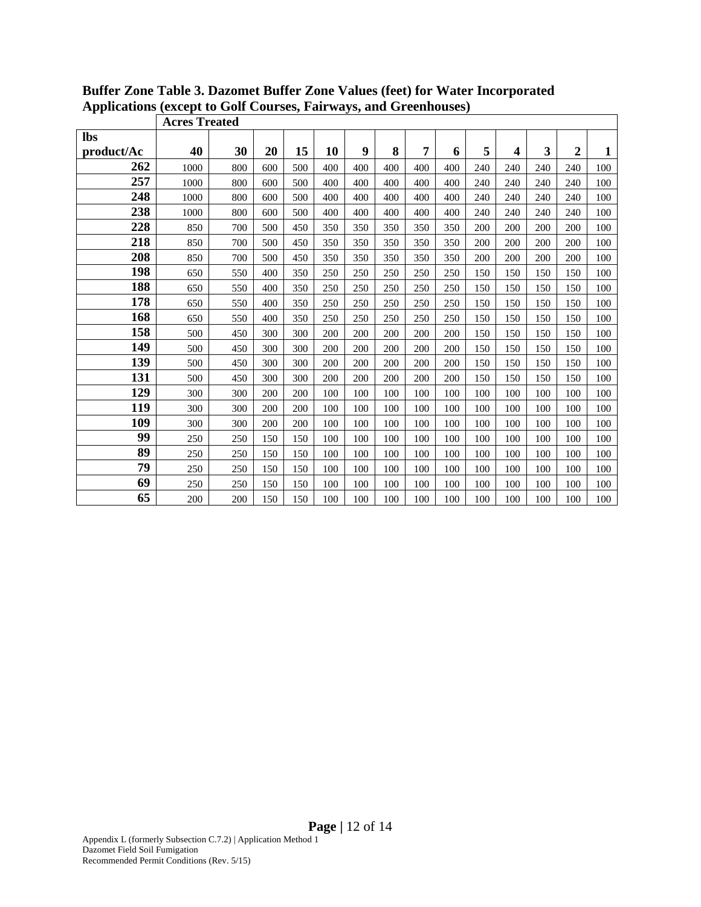**Buffer Zone Table 3. Dazomet Buffer Zone Values (feet) for Water Incorporated Applications (except to Golf Courses, Fairways, and Greenhouses)**

| | Acres Treated | | | | | | | | | | | | | |
|---|---|---|---|---|---|---|---|---|---|---|---|---|---|---|
| lbs product/Ac | 40 | 30 | 20 | 15 | 10 | 9 | 8 | 7 | 6 | 5 | 4 | 3 | 2 | 1 |
| 262 | 1000 | 800 | 600 | 500 | 400 | 400 | 400 | 400 | 400 | 240 | 240 | 240 | 240 | 100 |
| 257 | 1000 | 800 | 600 | 500 | 400 | 400 | 400 | 400 | 400 | 240 | 240 | 240 | 240 | 100 |
| 248 | 1000 | 800 | 600 | 500 | 400 | 400 | 400 | 400 | 400 | 240 | 240 | 240 | 240 | 100 |
| 238 | 1000 | 800 | 600 | 500 | 400 | 400 | 400 | 400 | 400 | 240 | 240 | 240 | 240 | 100 |
| 228 | 850 | 700 | 500 | 450 | 350 | 350 | 350 | 350 | 350 | 200 | 200 | 200 | 200 | 100 |
| 218 | 850 | 700 | 500 | 450 | 350 | 350 | 350 | 350 | 350 | 200 | 200 | 200 | 200 | 100 |
| 208 | 850 | 700 | 500 | 450 | 350 | 350 | 350 | 350 | 350 | 200 | 200 | 200 | 200 | 100 |
| 198 | 650 | 550 | 400 | 350 | 250 | 250 | 250 | 250 | 250 | 150 | 150 | 150 | 150 | 100 |
| 188 | 650 | 550 | 400 | 350 | 250 | 250 | 250 | 250 | 250 | 150 | 150 | 150 | 150 | 100 |
| 178 | 650 | 550 | 400 | 350 | 250 | 250 | 250 | 250 | 250 | 150 | 150 | 150 | 150 | 100 |
| 168 | 650 | 550 | 400 | 350 | 250 | 250 | 250 | 250 | 250 | 150 | 150 | 150 | 150 | 100 |
| 158 | 500 | 450 | 300 | 300 | 200 | 200 | 200 | 200 | 200 | 150 | 150 | 150 | 150 | 100 |
| 149 | 500 | 450 | 300 | 300 | 200 | 200 | 200 | 200 | 200 | 150 | 150 | 150 | 150 | 100 |
| 139 | 500 | 450 | 300 | 300 | 200 | 200 | 200 | 200 | 200 | 150 | 150 | 150 | 150 | 100 |
| 131 | 500 | 450 | 300 | 300 | 200 | 200 | 200 | 200 | 200 | 150 | 150 | 150 | 150 | 100 |
| 129 | 300 | 300 | 200 | 200 | 100 | 100 | 100 | 100 | 100 | 100 | 100 | 100 | 100 | 100 |
| 119 | 300 | 300 | 200 | 200 | 100 | 100 | 100 | 100 | 100 | 100 | 100 | 100 | 100 | 100 |
| 109 | 300 | 300 | 200 | 200 | 100 | 100 | 100 | 100 | 100 | 100 | 100 | 100 | 100 | 100 |
| 99 | 250 | 250 | 150 | 150 | 100 | 100 | 100 | 100 | 100 | 100 | 100 | 100 | 100 | 100 |
| 89 | 250 | 250 | 150 | 150 | 100 | 100 | 100 | 100 | 100 | 100 | 100 | 100 | 100 | 100 |
| 79 | 250 | 250 | 150 | 150 | 100 | 100 | 100 | 100 | 100 | 100 | 100 | 100 | 100 | 100 |
| 69 | 250 | 250 | 150 | 150 | 100 | 100 | 100 | 100 | 100 | 100 | 100 | 100 | 100 | 100 |
| 65 | 200 | 200 | 150 | 150 | 100 | 100 | 100 | 100 | 100 | 100 | 100 | 100 | 100 | 100 |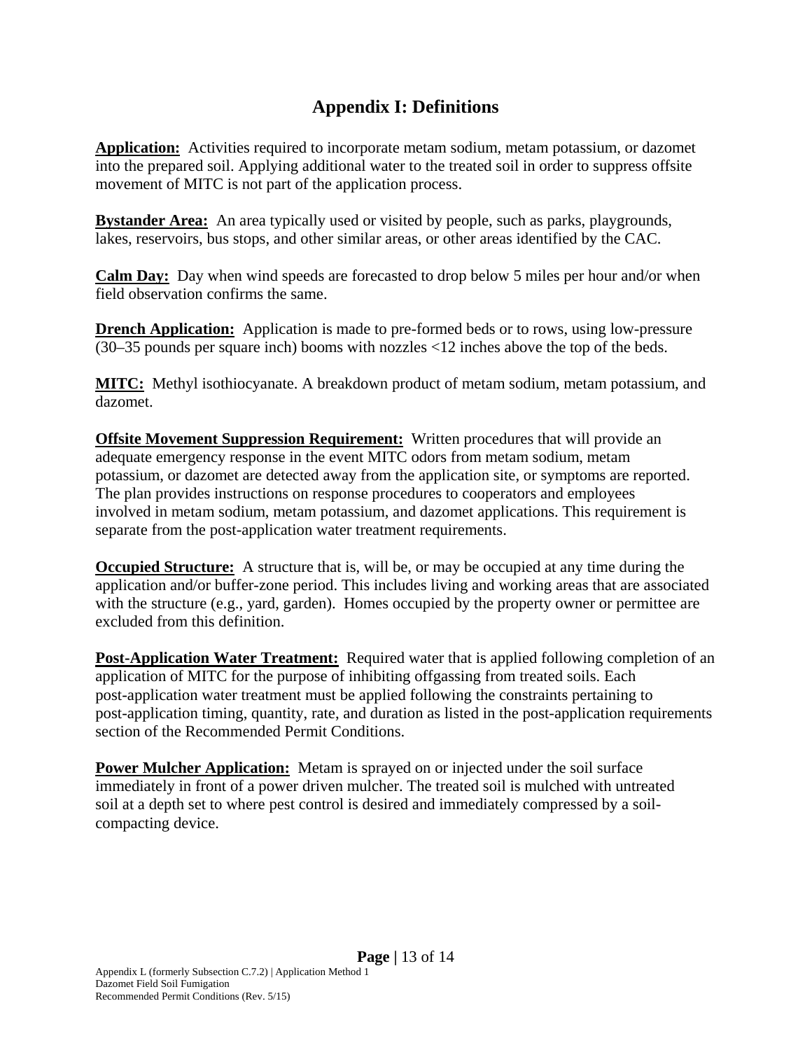# Appendix I: Definitions

**Application:** Activities required to incorporate metam sodium, metam potassium, or dazomet into the prepared soil. Applying additional water to the treated soil in order to suppress offsite movement of MITC is not part of the application process.

**Bystander Area:** An area typically used or visited by people, such as parks, playgrounds, lakes, reservoirs, bus stops, and other similar areas, or other areas identified by the CAC.

**Calm Day:** Day when wind speeds are forecasted to drop below 5 miles per hour and/or when field observation confirms the same.

**Drench Application:** Application is made to pre-formed beds or to rows, using low-pressure (30–35 pounds per square inch) booms with nozzles <12 inches above the top of the beds.

**MITC:** Methyl isothiocyanate. A breakdown product of metam sodium, metam potassium, and dazomet.

**Offsite Movement Suppression Requirement:** Written procedures that will provide an adequate emergency response in the event MITC odors from metam sodium, metam potassium, or dazomet are detected away from the application site, or symptoms are reported. The plan provides instructions on response procedures to cooperators and employees involved in metam sodium, metam potassium, and dazomet applications. This requirement is separate from the post-application water treatment requirements.

**Occupied Structure:** A structure that is, will be, or may be occupied at any time during the application and/or buffer-zone period. This includes living and working areas that are associated with the structure (e.g., yard, garden). Homes occupied by the property owner or permittee are excluded from this definition.

**Post-Application Water Treatment:** Required water that is applied following completion of an application of MITC for the purpose of inhibiting offgassing from treated soils. Each post-application water treatment must be applied following the constraints pertaining to post-application timing, quantity, rate, and duration as listed in the post-application requirements section of the Recommended Permit Conditions.

**Power Mulcher Application:** Metam is sprayed on or injected under the soil surface immediately in front of a power driven mulcher. The treated soil is mulched with untreated soil at a depth set to where pest control is desired and immediately compressed by a soil-compacting device.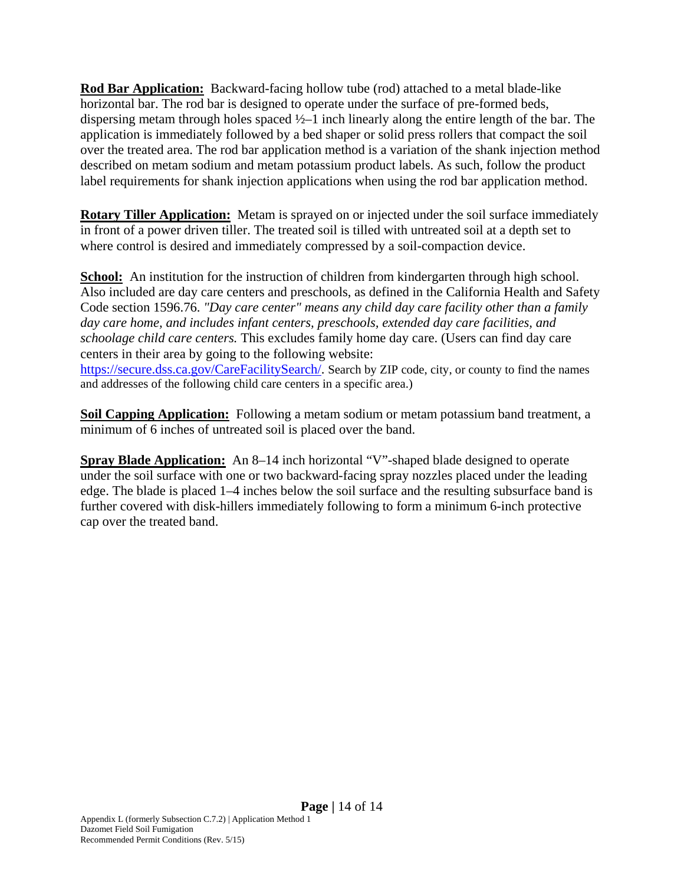**Rod Bar Application:** Backward-facing hollow tube (rod) attached to a metal blade-like horizontal bar. The rod bar is designed to operate under the surface of pre-formed beds, dispersing metam through holes spaced ½–1 inch linearly along the entire length of the bar. The application is immediately followed by a bed shaper or solid press rollers that compact the soil over the treated area. The rod bar application method is a variation of the shank injection method described on metam sodium and metam potassium product labels. As such, follow the product label requirements for shank injection applications when using the rod bar application method.

**Rotary Tiller Application:** Metam is sprayed on or injected under the soil surface immediately in front of a power driven tiller. The treated soil is tilled with untreated soil at a depth set to where control is desired and immediately compressed by a soil-compaction device.

**School:** An institution for the instruction of children from kindergarten through high school. Also included are day care centers and preschools, as defined in the California Health and Safety Code section 1596.76. *"Day care center" means any child day care facility other than a family day care home, and includes infant centers, preschools, extended day care facilities, and schoolage child care centers.* This excludes family home day care. (Users can find day care centers in their area by going to the following website: [https://secure.dss.ca.gov/CareFacilitySearch/](https://secure.dss.ca.gov/CareFacilitySearch/). Search by ZIP code, city, or county to find the names and addresses of the following child care centers in a specific area.)

**Soil Capping Application:** Following a metam sodium or metam potassium band treatment, a minimum of 6 inches of untreated soil is placed over the band.

**Spray Blade Application:** An 8–14 inch horizontal "V"-shaped blade designed to operate under the soil surface with one or two backward-facing spray nozzles placed under the leading edge. The blade is placed 1–4 inches below the soil surface and the resulting subsurface band is further covered with disk-hillers immediately following to form a minimum 6-inch protective cap over the treated band.